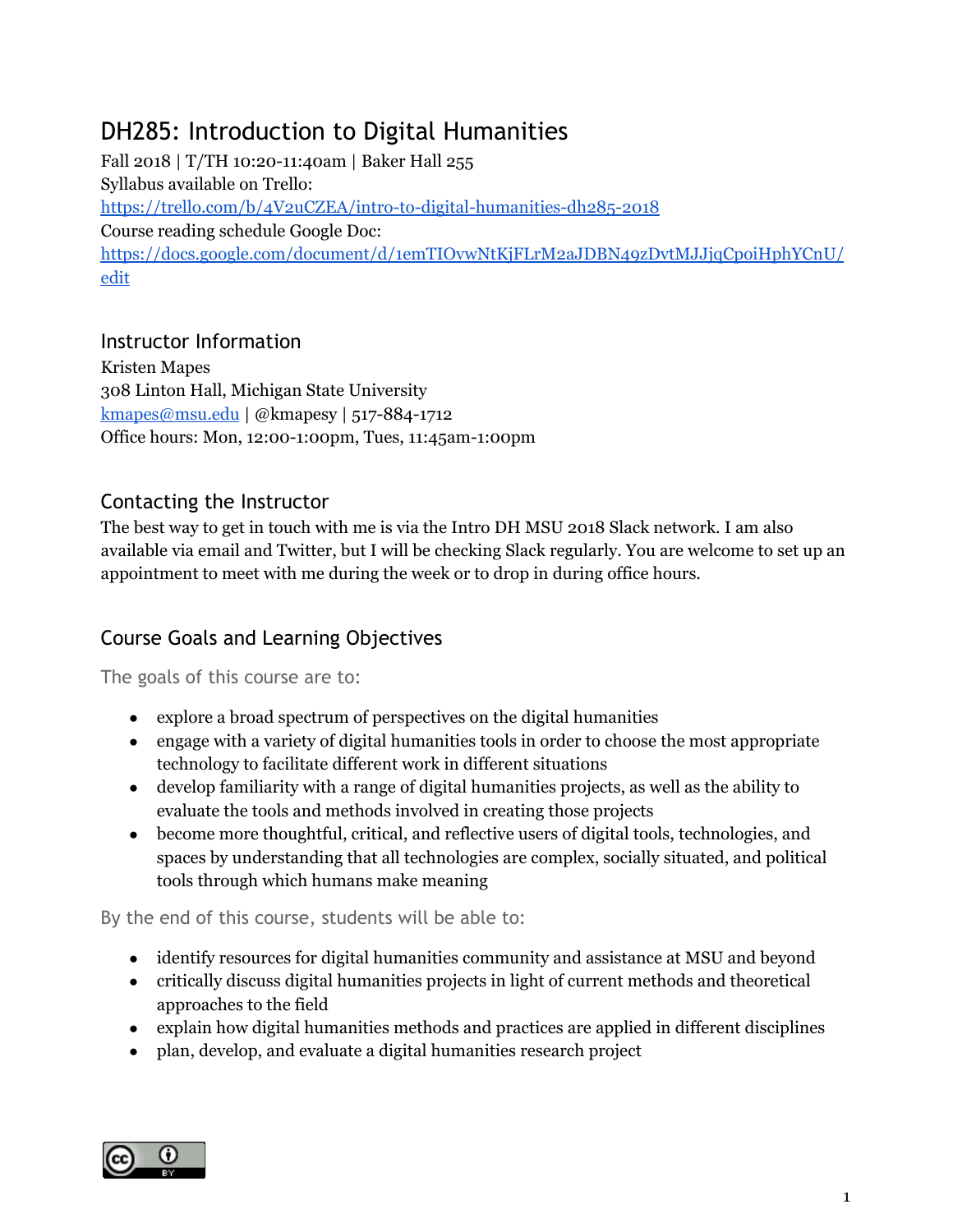# DH285: Introduction to Digital Humanities

Fall 2018 | T/TH 10:20-11:40am | Baker Hall 255
Syllabus available on Trello:
[https://trello.com/b/4V2uCZEA/intro-to-digital-humanities-dh285-2018](https://trello.com/b/4V2uCZEA/intro-to-digital-humanities-dh285-2018)
Course reading schedule Google Doc:
[https://docs.google.com/document/d/1emTIOvwNtKjFLrM2aJDBN49zDvtMJJjqCpoiHphYCnU/edit](https://docs.google.com/document/d/1emTIOvwNtKjFLrM2aJDBN49zDvtMJJjqCpoiHphYCnU/edit)

## Instructor Information

Kristen Mapes
308 Linton Hall, Michigan State University
[kmapes@msu.edu](mailto:kmapes@msu.edu) | @kmapesy | 517-884-1712
Office hours: Mon, 12:00-1:00pm, Tues, 11:45am-1:00pm

## Contacting the Instructor

The best way to get in touch with me is via the Intro DH MSU 2018 Slack network. I am also available via email and Twitter, but I will be checking Slack regularly. You are welcome to set up an appointment to meet with me during the week or to drop in during office hours.

## Course Goals and Learning Objectives

### The goals of this course are to:

- explore a broad spectrum of perspectives on the digital humanities
- engage with a variety of digital humanities tools in order to choose the most appropriate technology to facilitate different work in different situations
- develop familiarity with a range of digital humanities projects, as well as the ability to evaluate the tools and methods involved in creating those projects
- become more thoughtful, critical, and reflective users of digital tools, technologies, and spaces by understanding that all technologies are complex, socially situated, and political tools through which humans make meaning

### By the end of this course, students will be able to:

- identify resources for digital humanities community and assistance at MSU and beyond
- critically discuss digital humanities projects in light of current methods and theoretical approaches to the field
- explain how digital humanities methods and practices are applied in different disciplines
- plan, develop, and evaluate a digital humanities research project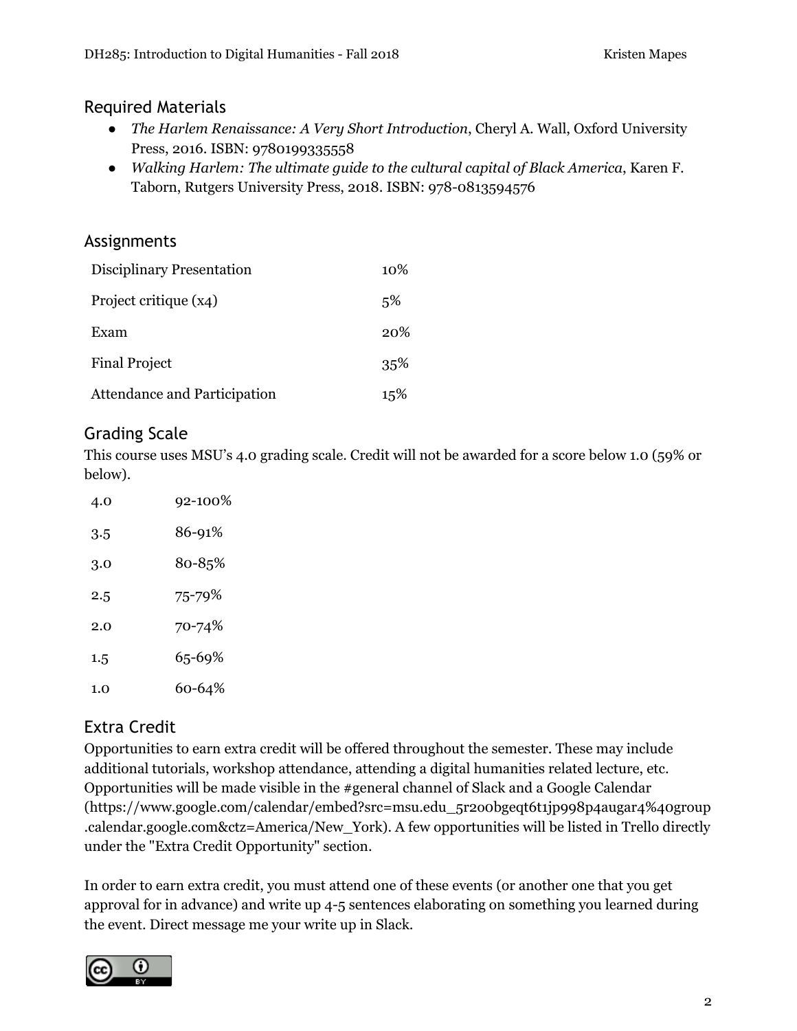## Required Materials

- *The Harlem Renaissance: A Very Short Introduction*, Cheryl A. Wall, Oxford University Press, 2016. ISBN: 9780199335558
- *Walking Harlem: The ultimate guide to the cultural capital of Black America*, Karen F. Taborn, Rutgers University Press, 2018. ISBN: 978-0813594576

## Assignments

| | |
|---|---|
| Disciplinary Presentation | 10% |
| Project critique (x4) | 5% |
| Exam | 20% |
| Final Project | 35% |
| Attendance and Participation | 15% |

## Grading Scale

This course uses MSU's 4.0 grading scale. Credit will not be awarded for a score below 1.0 (59% or below).

| | |
|---|---|
| 4.0 | 92-100% |
| 3.5 | 86-91% |
| 3.0 | 80-85% |
| 2.5 | 75-79% |
| 2.0 | 70-74% |
| 1.5 | 65-69% |
| 1.0 | 60-64% |

## Extra Credit

Opportunities to earn extra credit will be offered throughout the semester. These may include additional tutorials, workshop attendance, attending a digital humanities related lecture, etc. Opportunities will be made visible in the #general channel of Slack and a Google Calendar (https://www.google.com/calendar/embed?src=msu.edu_5r2o0bgeqt6t1jp998p4augar4%40group.calendar.google.com&ctz=America/New_York). A few opportunities will be listed in Trello directly under the "Extra Credit Opportunity" section.

In order to earn extra credit, you must attend one of these events (or another one that you get approval for in advance) and write up 4-5 sentences elaborating on something you learned during the event. Direct message me your write up in Slack.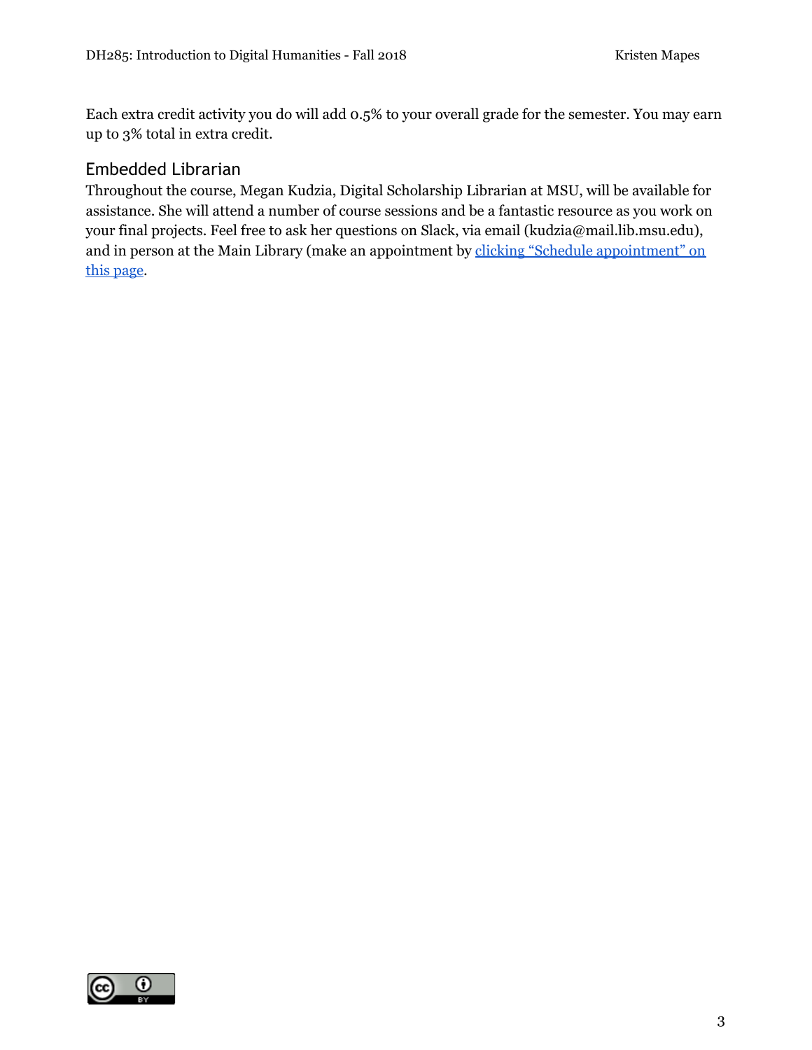Each extra credit activity you do will add 0.5% to your overall grade for the semester. You may earn up to 3% total in extra credit.

## Embedded Librarian

Throughout the course, Megan Kudzia, Digital Scholarship Librarian at MSU, will be available for assistance. She will attend a number of course sessions and be a fantastic resource as you work on your final projects. Feel free to ask her questions on Slack, via email (kudzia@mail.lib.msu.edu), and in person at the Main Library (make an appointment by clicking "Schedule appointment" on this page.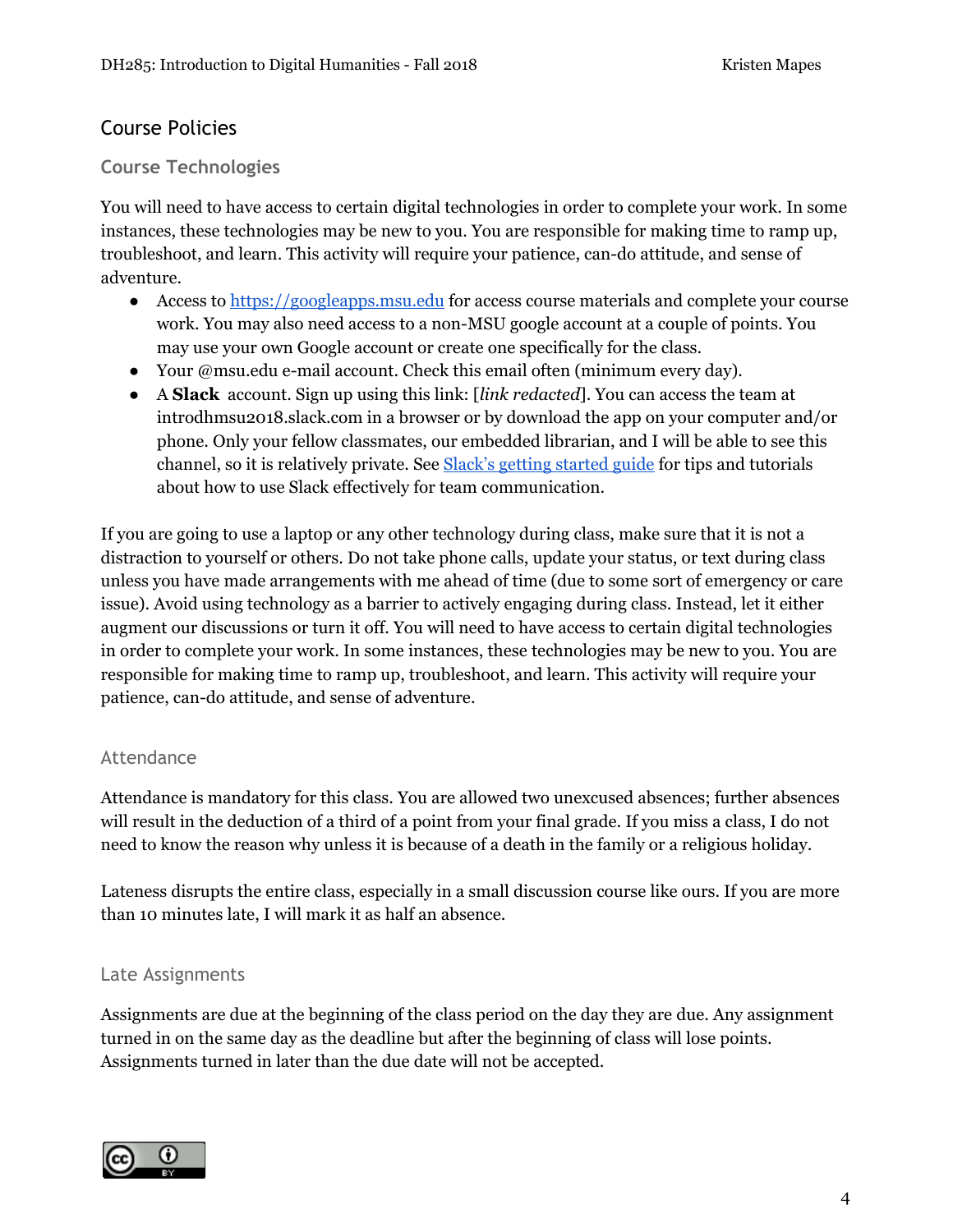## Course Policies

### Course Technologies

You will need to have access to certain digital technologies in order to complete your work. In some instances, these technologies may be new to you. You are responsible for making time to ramp up, troubleshoot, and learn. This activity will require your patience, can-do attitude, and sense of adventure.

- Access to https://googleapps.msu.edu for access course materials and complete your course work. You may also need access to a non-MSU google account at a couple of points. You may use your own Google account or create one specifically for the class.
- Your @msu.edu e-mail account. Check this email often (minimum every day).
- A **Slack** account. Sign up using this link: [*link redacted*]. You can access the team at introdhmsu2018.slack.com in a browser or by download the app on your computer and/or phone. Only your fellow classmates, our embedded librarian, and I will be able to see this channel, so it is relatively private. See Slack's getting started guide for tips and tutorials about how to use Slack effectively for team communication.

If you are going to use a laptop or any other technology during class, make sure that it is not a distraction to yourself or others. Do not take phone calls, update your status, or text during class unless you have made arrangements with me ahead of time (due to some sort of emergency or care issue). Avoid using technology as a barrier to actively engaging during class. Instead, let it either augment our discussions or turn it off. You will need to have access to certain digital technologies in order to complete your work. In some instances, these technologies may be new to you. You are responsible for making time to ramp up, troubleshoot, and learn. This activity will require your patience, can-do attitude, and sense of adventure.

### Attendance

Attendance is mandatory for this class. You are allowed two unexcused absences; further absences will result in the deduction of a third of a point from your final grade. If you miss a class, I do not need to know the reason why unless it is because of a death in the family or a religious holiday.

Lateness disrupts the entire class, especially in a small discussion course like ours. If you are more than 10 minutes late, I will mark it as half an absence.

### Late Assignments

Assignments are due at the beginning of the class period on the day they are due. Any assignment turned in on the same day as the deadline but after the beginning of class will lose points. Assignments turned in later than the due date will not be accepted.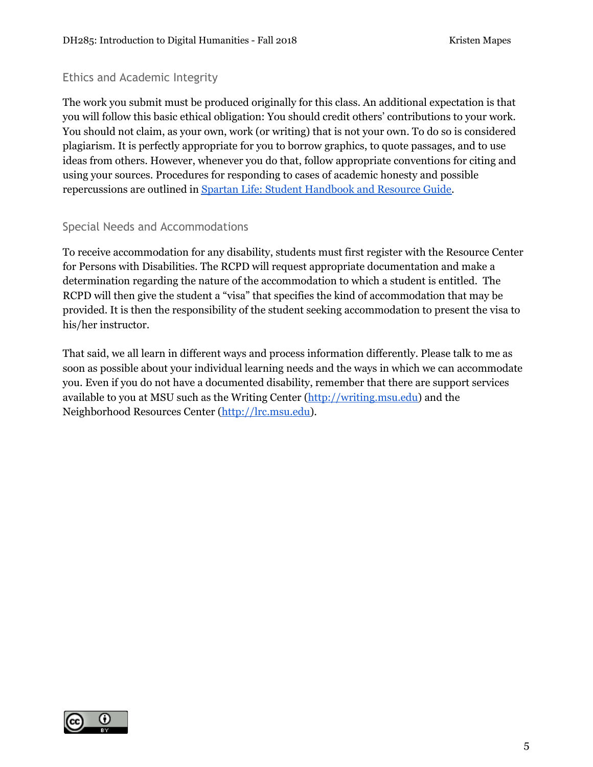## Ethics and Academic Integrity

The work you submit must be produced originally for this class. An additional expectation is that you will follow this basic ethical obligation: You should credit others' contributions to your work. You should not claim, as your own, work (or writing) that is not your own. To do so is considered plagiarism. It is perfectly appropriate for you to borrow graphics, to quote passages, and to use ideas from others. However, whenever you do that, follow appropriate conventions for citing and using your sources. Procedures for responding to cases of academic honesty and possible repercussions are outlined in Spartan Life: Student Handbook and Resource Guide.

## Special Needs and Accommodations

To receive accommodation for any disability, students must first register with the Resource Center for Persons with Disabilities. The RCPD will request appropriate documentation and make a determination regarding the nature of the accommodation to which a student is entitled. The RCPD will then give the student a "visa" that specifies the kind of accommodation that may be provided. It is then the responsibility of the student seeking accommodation to present the visa to his/her instructor.

That said, we all learn in different ways and process information differently. Please talk to me as soon as possible about your individual learning needs and the ways in which we can accommodate you. Even if you do not have a documented disability, remember that there are support services available to you at MSU such as the Writing Center (http://writing.msu.edu) and the Neighborhood Resources Center (http://lrc.msu.edu).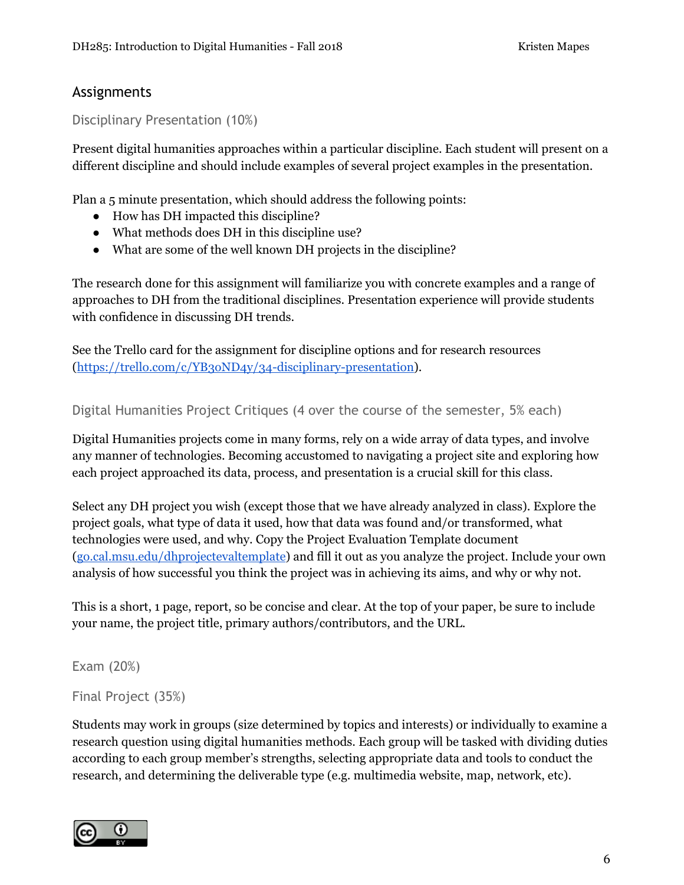## Assignments

### Disciplinary Presentation (10%)

Present digital humanities approaches within a particular discipline. Each student will present on a different discipline and should include examples of several project examples in the presentation.

Plan a 5 minute presentation, which should address the following points:

- How has DH impacted this discipline?
- What methods does DH in this discipline use?
- What are some of the well known DH projects in the discipline?

The research done for this assignment will familiarize you with concrete examples and a range of approaches to DH from the traditional disciplines. Presentation experience will provide students with confidence in discussing DH trends.

See the Trello card for the assignment for discipline options and for research resources ([https://trello.com/c/YB3oND4y/34-disciplinary-presentation](https://trello.com/c/YB3oND4y/34-disciplinary-presentation)).

### Digital Humanities Project Critiques (4 over the course of the semester, 5% each)

Digital Humanities projects come in many forms, rely on a wide array of data types, and involve any manner of technologies. Becoming accustomed to navigating a project site and exploring how each project approached its data, process, and presentation is a crucial skill for this class.

Select any DH project you wish (except those that we have already analyzed in class). Explore the project goals, what type of data it used, how that data was found and/or transformed, what technologies were used, and why. Copy the Project Evaluation Template document ([go.cal.msu.edu/dhprojectevaltemplate](http://go.cal.msu.edu/dhprojectevaltemplate)) and fill it out as you analyze the project. Include your own analysis of how successful you think the project was in achieving its aims, and why or why not.

This is a short, 1 page, report, so be concise and clear. At the top of your paper, be sure to include your name, the project title, primary authors/contributors, and the URL.

### Exam (20%)

### Final Project (35%)

Students may work in groups (size determined by topics and interests) or individually to examine a research question using digital humanities methods. Each group will be tasked with dividing duties according to each group member's strengths, selecting appropriate data and tools to conduct the research, and determining the deliverable type (e.g. multimedia website, map, network, etc).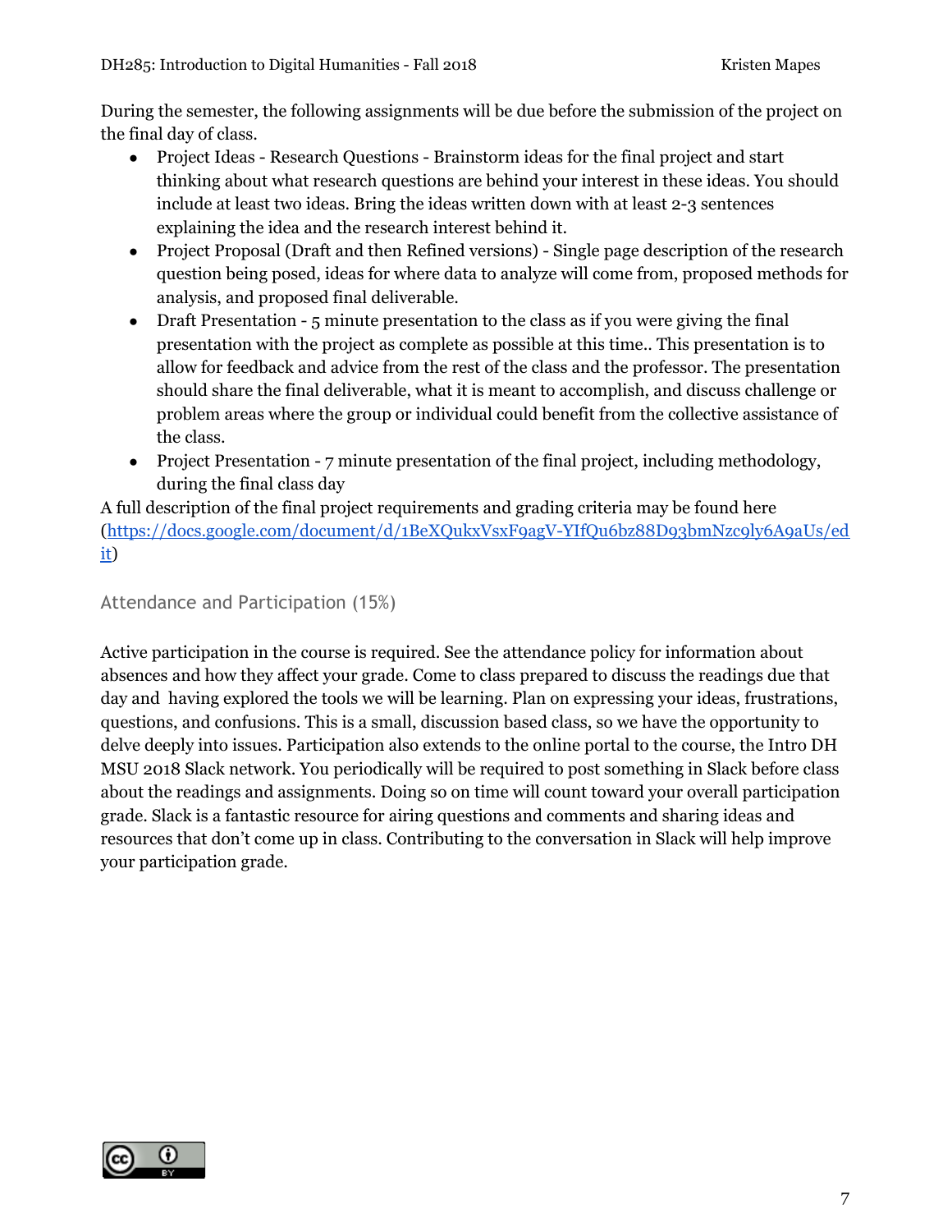During the semester, the following assignments will be due before the submission of the project on the final day of class.

- Project Ideas - Research Questions - Brainstorm ideas for the final project and start thinking about what research questions are behind your interest in these ideas. You should include at least two ideas. Bring the ideas written down with at least 2-3 sentences explaining the idea and the research interest behind it.
- Project Proposal (Draft and then Refined versions) - Single page description of the research question being posed, ideas for where data to analyze will come from, proposed methods for analysis, and proposed final deliverable.
- Draft Presentation - 5 minute presentation to the class as if you were giving the final presentation with the project as complete as possible at this time.. This presentation is to allow for feedback and advice from the rest of the class and the professor. The presentation should share the final deliverable, what it is meant to accomplish, and discuss challenge or problem areas where the group or individual could benefit from the collective assistance of the class.
- Project Presentation - 7 minute presentation of the final project, including methodology, during the final class day

A full description of the final project requirements and grading criteria may be found here (https://docs.google.com/document/d/1BeXQukxVsxF9agV-YIfQu6bz88D93bmNzc9ly6A9aUs/edit)

### Attendance and Participation (15%)

Active participation in the course is required. See the attendance policy for information about absences and how they affect your grade. Come to class prepared to discuss the readings due that day and having explored the tools we will be learning. Plan on expressing your ideas, frustrations, questions, and confusions. This is a small, discussion based class, so we have the opportunity to delve deeply into issues. Participation also extends to the online portal to the course, the Intro DH MSU 2018 Slack network. You periodically will be required to post something in Slack before class about the readings and assignments. Doing so on time will count toward your overall participation grade. Slack is a fantastic resource for airing questions and comments and sharing ideas and resources that don't come up in class. Contributing to the conversation in Slack will help improve your participation grade.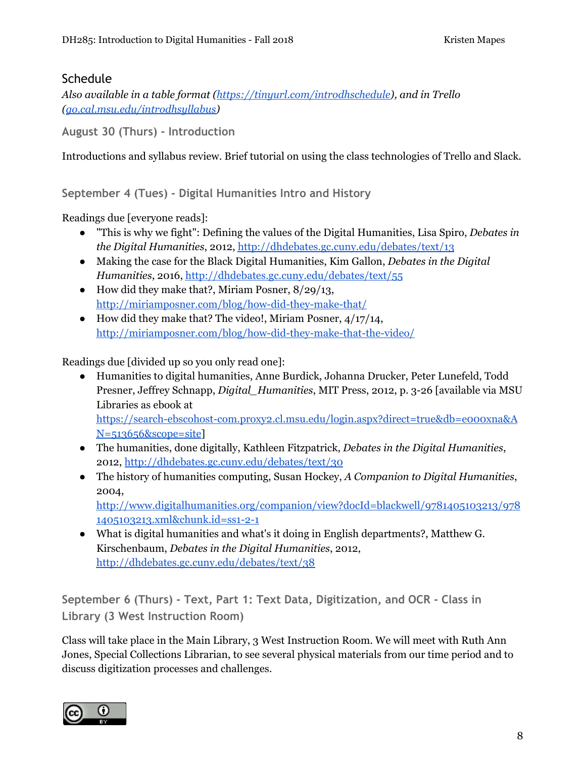## Schedule

*Also available in a table format (https://tinyurl.com/introdhschedule), and in Trello (go.cal.msu.edu/introdhsyllabus)*

### August 30 (Thurs) - Introduction

Introductions and syllabus review. Brief tutorial on using the class technologies of Trello and Slack.

### September 4 (Tues) - Digital Humanities Intro and History

Readings due [everyone reads]:

- "This is why we fight": Defining the values of the Digital Humanities, Lisa Spiro, *Debates in the Digital Humanities*, 2012, http://dhdebates.gc.cuny.edu/debates/text/13
- Making the case for the Black Digital Humanities, Kim Gallon, *Debates in the Digital Humanities*, 2016, http://dhdebates.gc.cuny.edu/debates/text/55
- How did they make that?, Miriam Posner, 8/29/13, http://miriamposner.com/blog/how-did-they-make-that/
- How did they make that? The video!, Miriam Posner, 4/17/14, http://miriamposner.com/blog/how-did-they-make-that-the-video/

Readings due [divided up so you only read one]:

- Humanities to digital humanities, Anne Burdick, Johanna Drucker, Peter Lunefeld, Todd Presner, Jeffrey Schnapp, *Digital_Humanities*, MIT Press, 2012, p. 3-26 [available via MSU Libraries as ebook at https://search-ebscohost-com.proxy2.cl.msu.edu/login.aspx?direct=true&db=e000xna&AN=513656&scope=site]
- The humanities, done digitally, Kathleen Fitzpatrick, *Debates in the Digital Humanities*, 2012, http://dhdebates.gc.cuny.edu/debates/text/30
- The history of humanities computing, Susan Hockey, *A Companion to Digital Humanities*, 2004, http://www.digitalhumanities.org/companion/view?docId=blackwell/9781405103213/9781405103213.xml&chunk.id=ss1-2-1
- What is digital humanities and what's it doing in English departments?, Matthew G. Kirschenbaum, *Debates in the Digital Humanities*, 2012, http://dhdebates.gc.cuny.edu/debates/text/38

### September 6 (Thurs) - Text, Part 1: Text Data, Digitization, and OCR - Class in Library (3 West Instruction Room)

Class will take place in the Main Library, 3 West Instruction Room. We will meet with Ruth Ann Jones, Special Collections Librarian, to see several physical materials from our time period and to discuss digitization processes and challenges.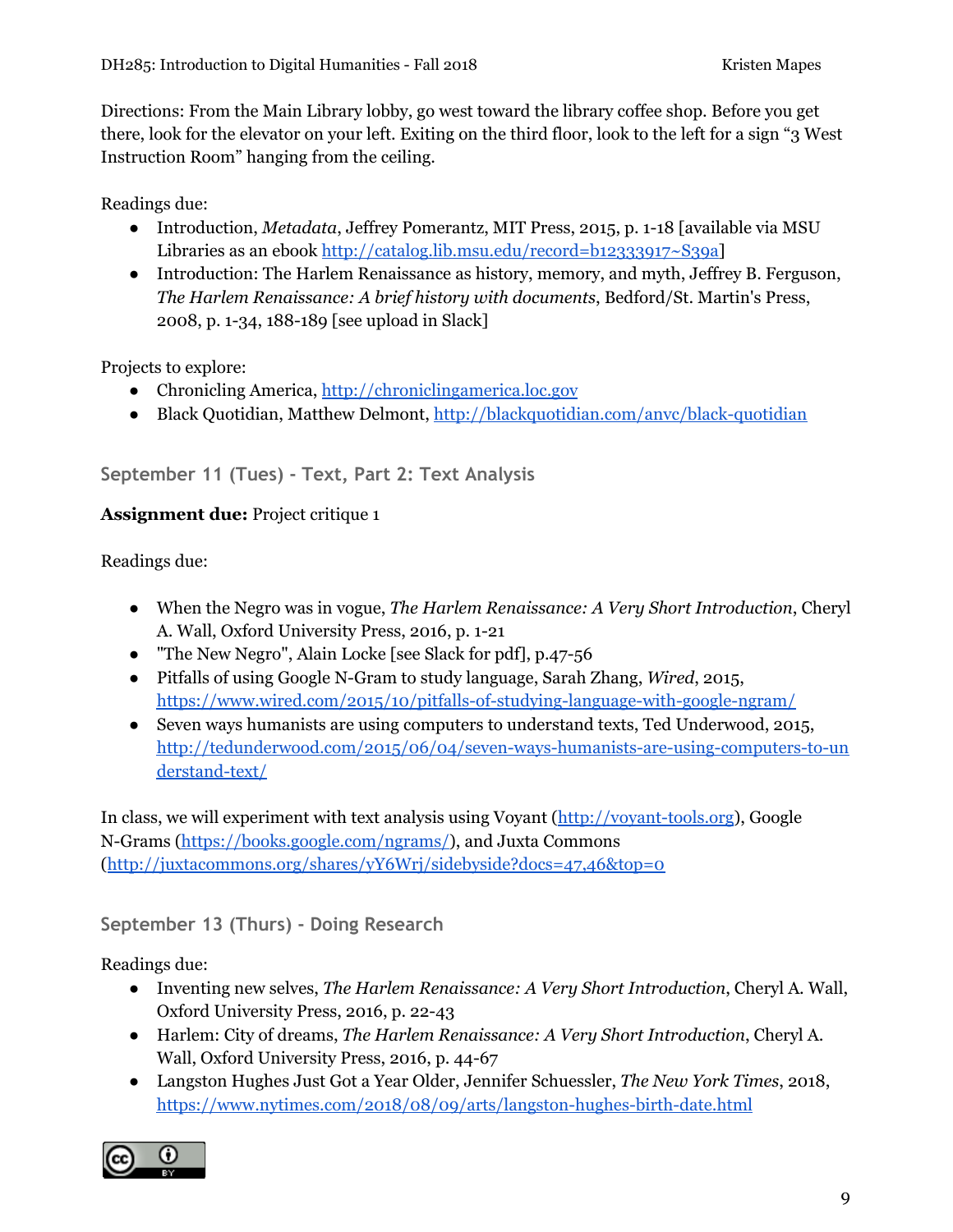Directions: From the Main Library lobby, go west toward the library coffee shop. Before you get there, look for the elevator on your left. Exiting on the third floor, look to the left for a sign "3 West Instruction Room" hanging from the ceiling.

Readings due:

- Introduction, *Metadata*, Jeffrey Pomerantz, MIT Press, 2015, p. 1-18 [available via MSU Libraries as an ebook http://catalog.lib.msu.edu/record=b12333917~S39a]
- Introduction: The Harlem Renaissance as history, memory, and myth, Jeffrey B. Ferguson, *The Harlem Renaissance: A brief history with documents*, Bedford/St. Martin's Press, 2008, p. 1-34, 188-189 [see upload in Slack]

Projects to explore:

- Chronicling America, http://chroniclingamerica.loc.gov
- Black Quotidian, Matthew Delmont, http://blackquotidian.com/anvc/black-quotidian

### September 11 (Tues) - Text, Part 2: Text Analysis

**Assignment due:** Project critique 1

Readings due:

- When the Negro was in vogue, *The Harlem Renaissance: A Very Short Introduction*, Cheryl A. Wall, Oxford University Press, 2016, p. 1-21
- "The New Negro", Alain Locke [see Slack for pdf], p.47-56
- Pitfalls of using Google N-Gram to study language, Sarah Zhang, *Wired*, 2015, https://www.wired.com/2015/10/pitfalls-of-studying-language-with-google-ngram/
- Seven ways humanists are using computers to understand texts, Ted Underwood, 2015, http://tedunderwood.com/2015/06/04/seven-ways-humanists-are-using-computers-to-understand-text/

In class, we will experiment with text analysis using Voyant (http://voyant-tools.org), Google N-Grams (https://books.google.com/ngrams/), and Juxta Commons (http://juxtacommons.org/shares/yY6Wrj/sidebyside?docs=47,46&top=0

### September 13 (Thurs) - Doing Research

Readings due:

- Inventing new selves, *The Harlem Renaissance: A Very Short Introduction*, Cheryl A. Wall, Oxford University Press, 2016, p. 22-43
- Harlem: City of dreams, *The Harlem Renaissance: A Very Short Introduction*, Cheryl A. Wall, Oxford University Press, 2016, p. 44-67
- Langston Hughes Just Got a Year Older, Jennifer Schuessler, *The New York Times*, 2018, https://www.nytimes.com/2018/08/09/arts/langston-hughes-birth-date.html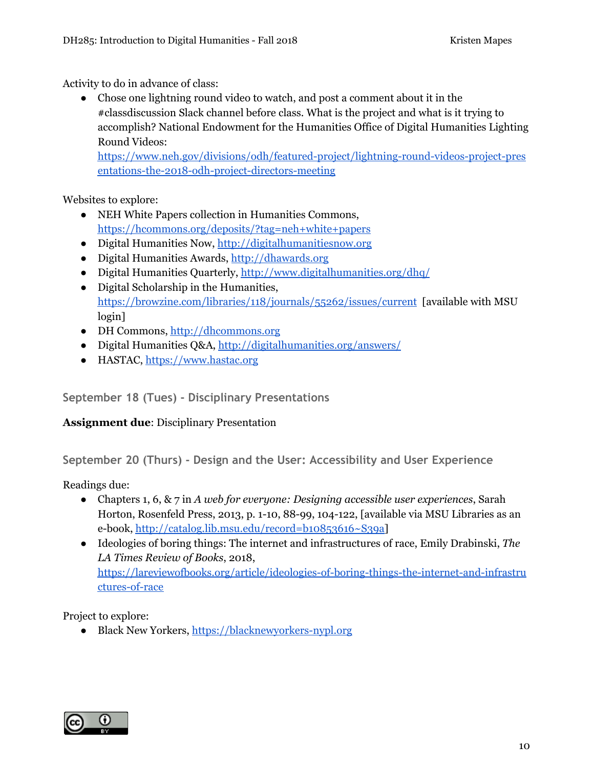Activity to do in advance of class:

- Chose one lightning round video to watch, and post a comment about it in the #classdiscussion Slack channel before class. What is the project and what is it trying to accomplish? National Endowment for the Humanities Office of Digital Humanities Lighting Round Videos: https://www.neh.gov/divisions/odh/featured-project/lightning-round-videos-project-presentations-the-2018-odh-project-directors-meeting

Websites to explore:

- NEH White Papers collection in Humanities Commons, https://hcommons.org/deposits/?tag=neh+white+papers
- Digital Humanities Now, http://digitalhumanitiesnow.org
- Digital Humanities Awards, http://dhawards.org
- Digital Humanities Quarterly, http://www.digitalhumanities.org/dhq/
- Digital Scholarship in the Humanities, https://browzine.com/libraries/118/journals/55262/issues/current [available with MSU login]
- DH Commons, http://dhcommons.org
- Digital Humanities Q&A, http://digitalhumanities.org/answers/
- HASTAC, https://www.hastac.org

### September 18 (Tues) - Disciplinary Presentations

**Assignment due**: Disciplinary Presentation

### September 20 (Thurs) - Design and the User: Accessibility and User Experience

Readings due:

- Chapters 1, 6, & 7 in *A web for everyone: Designing accessible user experiences*, Sarah Horton, Rosenfeld Press, 2013, p. 1-10, 88-99, 104-122, [available via MSU Libraries as an e-book, http://catalog.lib.msu.edu/record=b10853616~S39a]
- Ideologies of boring things: The internet and infrastructures of race, Emily Drabinski, *The LA Times Review of Books*, 2018, https://lareviewofbooks.org/article/ideologies-of-boring-things-the-internet-and-infrastructures-of-race

Project to explore:

- Black New Yorkers, https://blacknewyorkers-nypl.org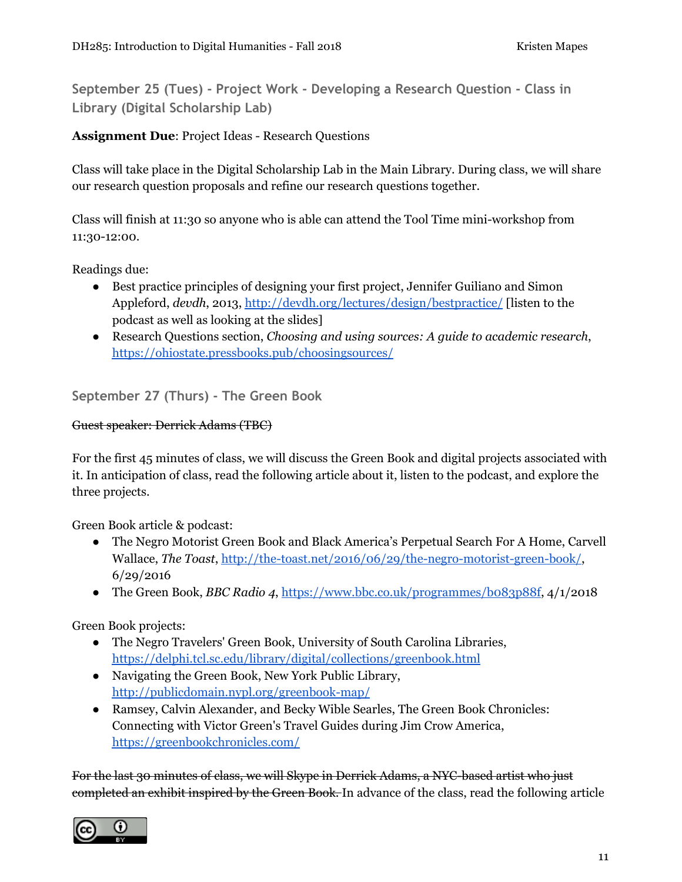### September 25 (Tues) - Project Work - Developing a Research Question - Class in Library (Digital Scholarship Lab)

**Assignment Due**: Project Ideas - Research Questions

Class will take place in the Digital Scholarship Lab in the Main Library. During class, we will share our research question proposals and refine our research questions together.

Class will finish at 11:30 so anyone who is able can attend the Tool Time mini-workshop from 11:30-12:00.

Readings due:

- Best practice principles of designing your first project, Jennifer Guiliano and Simon Appleford, *devdh*, 2013, http://devdh.org/lectures/design/bestpractice/ [listen to the podcast as well as looking at the slides]
- Research Questions section, *Choosing and using sources: A guide to academic research*, https://ohiostate.pressbooks.pub/choosingsources/

### September 27 (Thurs) - The Green Book

~~Guest speaker: Derrick Adams (TBC)~~

For the first 45 minutes of class, we will discuss the Green Book and digital projects associated with it. In anticipation of class, read the following article about it, listen to the podcast, and explore the three projects.

Green Book article & podcast:

- The Negro Motorist Green Book and Black America's Perpetual Search For A Home, Carvell Wallace, *The Toast*, http://the-toast.net/2016/06/29/the-negro-motorist-green-book/, 6/29/2016
- The Green Book, *BBC Radio 4*, https://www.bbc.co.uk/programmes/b083p88f, 4/1/2018

Green Book projects:

- The Negro Travelers' Green Book, University of South Carolina Libraries, https://delphi.tcl.sc.edu/library/digital/collections/greenbook.html
- Navigating the Green Book, New York Public Library, http://publicdomain.nypl.org/greenbook-map/
- Ramsey, Calvin Alexander, and Becky Wible Searles, The Green Book Chronicles: Connecting with Victor Green's Travel Guides during Jim Crow America, https://greenbookchronicles.com/

~~For the last 30 minutes of class, we will Skype in Derrick Adams, a NYC-based artist who just completed an exhibit inspired by the Green Book.~~ In advance of the class, read the following article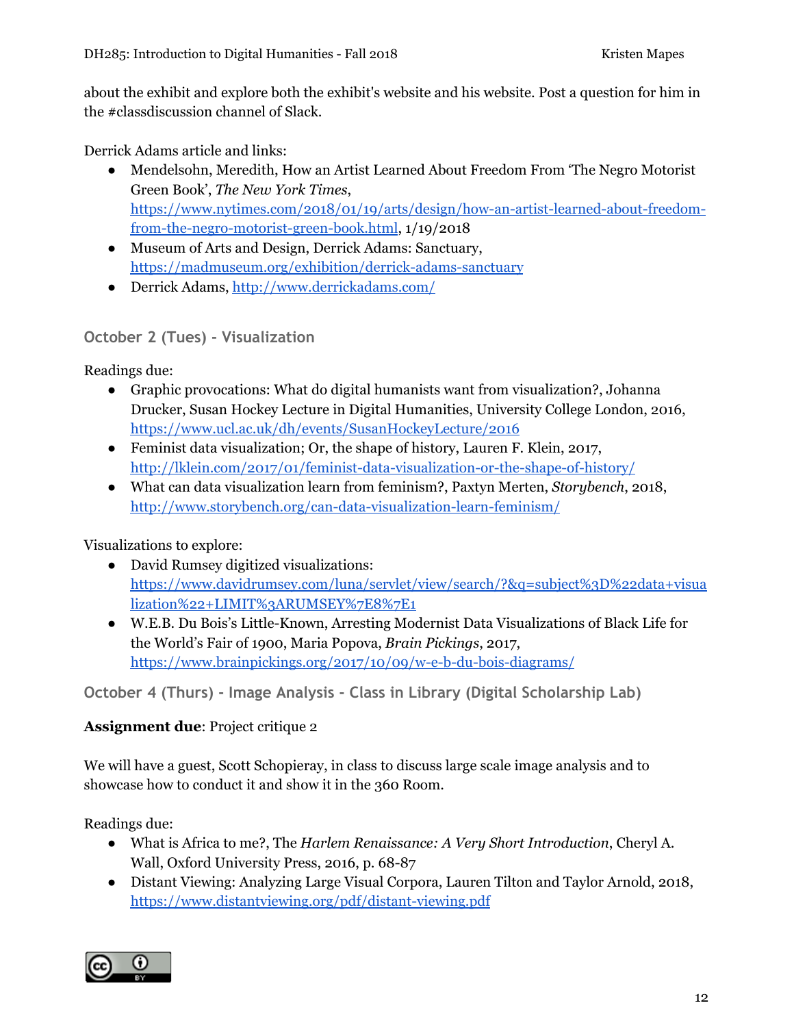about the exhibit and explore both the exhibit's website and his website. Post a question for him in the #classdiscussion channel of Slack.

Derrick Adams article and links:

- Mendelsohn, Meredith, How an Artist Learned About Freedom From 'The Negro Motorist Green Book', *The New York Times*, https://www.nytimes.com/2018/01/19/arts/design/how-an-artist-learned-about-freedom-from-the-negro-motorist-green-book.html, 1/19/2018
- Museum of Arts and Design, Derrick Adams: Sanctuary, https://madmuseum.org/exhibition/derrick-adams-sanctuary
- Derrick Adams, http://www.derrickadams.com/

### October 2 (Tues) - Visualization

Readings due:

- Graphic provocations: What do digital humanists want from visualization?, Johanna Drucker, Susan Hockey Lecture in Digital Humanities, University College London, 2016, https://www.ucl.ac.uk/dh/events/SusanHockeyLecture/2016
- Feminist data visualization; Or, the shape of history, Lauren F. Klein, 2017, http://lklein.com/2017/01/feminist-data-visualization-or-the-shape-of-history/
- What can data visualization learn from feminism?, Paxtyn Merten, *Storybench*, 2018, http://www.storybench.org/can-data-visualization-learn-feminism/

Visualizations to explore:

- David Rumsey digitized visualizations: https://www.davidrumsey.com/luna/servlet/view/search/?&q=subject%3D%22data+visualization%22+LIMIT%3ARUMSEY%7E8%7E1
- W.E.B. Du Bois's Little-Known, Arresting Modernist Data Visualizations of Black Life for the World's Fair of 1900, Maria Popova, *Brain Pickings*, 2017, https://www.brainpickings.org/2017/10/09/w-e-b-du-bois-diagrams/

### October 4 (Thurs) - Image Analysis - Class in Library (Digital Scholarship Lab)

**Assignment due**: Project critique 2

We will have a guest, Scott Schopieray, in class to discuss large scale image analysis and to showcase how to conduct it and show it in the 360 Room.

Readings due:

- What is Africa to me?, The *Harlem Renaissance: A Very Short Introduction*, Cheryl A. Wall, Oxford University Press, 2016, p. 68-87
- Distant Viewing: Analyzing Large Visual Corpora, Lauren Tilton and Taylor Arnold, 2018, https://www.distantviewing.org/pdf/distant-viewing.pdf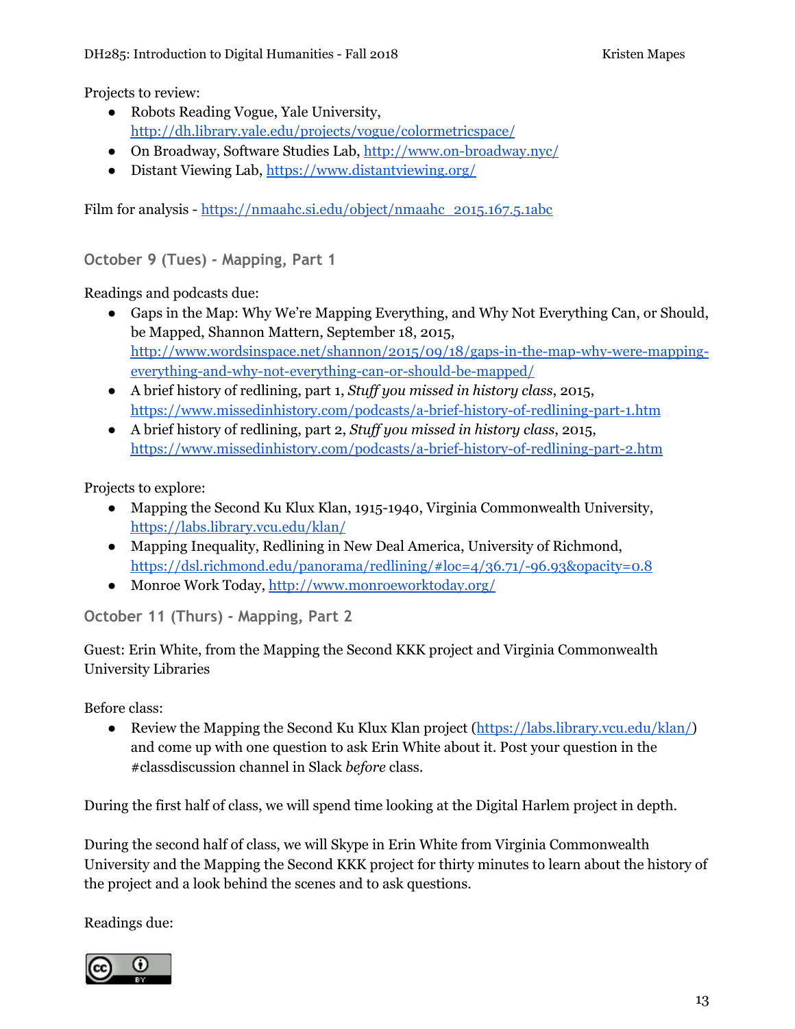Projects to review:

- Robots Reading Vogue, Yale University, http://dh.library.yale.edu/projects/vogue/colormetricspace/
- On Broadway, Software Studies Lab, http://www.on-broadway.nyc/
- Distant Viewing Lab, https://www.distantviewing.org/

Film for analysis - https://nmaahc.si.edu/object/nmaahc_2015.167.5.1abc

### October 9 (Tues) - Mapping, Part 1

Readings and podcasts due:

- Gaps in the Map: Why We're Mapping Everything, and Why Not Everything Can, or Should, be Mapped, Shannon Mattern, September 18, 2015, http://www.wordsinspace.net/shannon/2015/09/18/gaps-in-the-map-why-were-mapping-everything-and-why-not-everything-can-or-should-be-mapped/
- A brief history of redlining, part 1, *Stuff you missed in history class*, 2015, https://www.missedinhistory.com/podcasts/a-brief-history-of-redlining-part-1.htm
- A brief history of redlining, part 2, *Stuff you missed in history class*, 2015, https://www.missedinhistory.com/podcasts/a-brief-history-of-redlining-part-2.htm

Projects to explore:

- Mapping the Second Ku Klux Klan, 1915-1940, Virginia Commonwealth University, https://labs.library.vcu.edu/klan/
- Mapping Inequality, Redlining in New Deal America, University of Richmond, https://dsl.richmond.edu/panorama/redlining/#loc=4/36.71/-96.93&opacity=0.8
- Monroe Work Today, http://www.monroeworktoday.org/

### October 11 (Thurs) - Mapping, Part 2

Guest: Erin White, from the Mapping the Second KKK project and Virginia Commonwealth University Libraries

Before class:

- Review the Mapping the Second Ku Klux Klan project (https://labs.library.vcu.edu/klan/) and come up with one question to ask Erin White about it. Post your question in the #classdiscussion channel in Slack *before* class.

During the first half of class, we will spend time looking at the Digital Harlem project in depth.

During the second half of class, we will Skype in Erin White from Virginia Commonwealth University and the Mapping the Second KKK project for thirty minutes to learn about the history of the project and a look behind the scenes and to ask questions.

Readings due: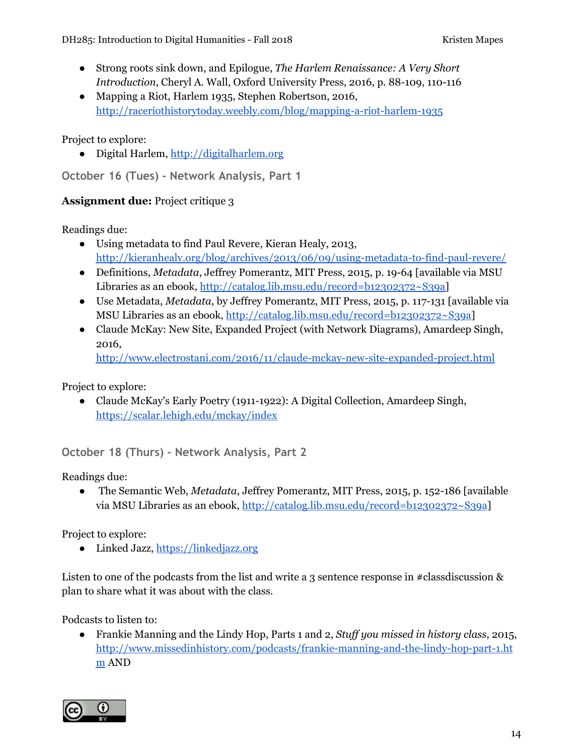- Strong roots sink down, and Epilogue, *The Harlem Renaissance: A Very Short Introduction*, Cheryl A. Wall, Oxford University Press, 2016, p. 88-109, 110-116
- Mapping a Riot, Harlem 1935, Stephen Robertson, 2016, http://raceriothistorytoday.weebly.com/blog/mapping-a-riot-harlem-1935

Project to explore:

- Digital Harlem, http://digitalharlem.org

### October 16 (Tues) - Network Analysis, Part 1

**Assignment due:** Project critique 3

Readings due:

- Using metadata to find Paul Revere, Kieran Healy, 2013, http://kieranhealy.org/blog/archives/2013/06/09/using-metadata-to-find-paul-revere/
- Definitions, *Metadata*, Jeffrey Pomerantz, MIT Press, 2015, p. 19-64 [available via MSU Libraries as an ebook, http://catalog.lib.msu.edu/record=b12302372~S39a]
- Use Metadata, *Metadata*, by Jeffrey Pomerantz, MIT Press, 2015, p. 117-131 [available via MSU Libraries as an ebook, http://catalog.lib.msu.edu/record=b12302372~S39a]
- Claude McKay: New Site, Expanded Project (with Network Diagrams), Amardeep Singh, 2016, http://www.electrostani.com/2016/11/claude-mckay-new-site-expanded-project.html

Project to explore:

- Claude McKay's Early Poetry (1911-1922): A Digital Collection, Amardeep Singh, https://scalar.lehigh.edu/mckay/index

### October 18 (Thurs) - Network Analysis, Part 2

Readings due:

- The Semantic Web, *Metadata*, Jeffrey Pomerantz, MIT Press, 2015, p. 152-186 [available via MSU Libraries as an ebook, http://catalog.lib.msu.edu/record=b12302372~S39a]

Project to explore:

- Linked Jazz, https://linkedjazz.org

Listen to one of the podcasts from the list and write a 3 sentence response in #classdiscussion & plan to share what it was about with the class.

Podcasts to listen to:

- Frankie Manning and the Lindy Hop, Parts 1 and 2, *Stuff you missed in history class*, 2015, http://www.missedinhistory.com/podcasts/frankie-manning-and-the-lindy-hop-part-1.htm AND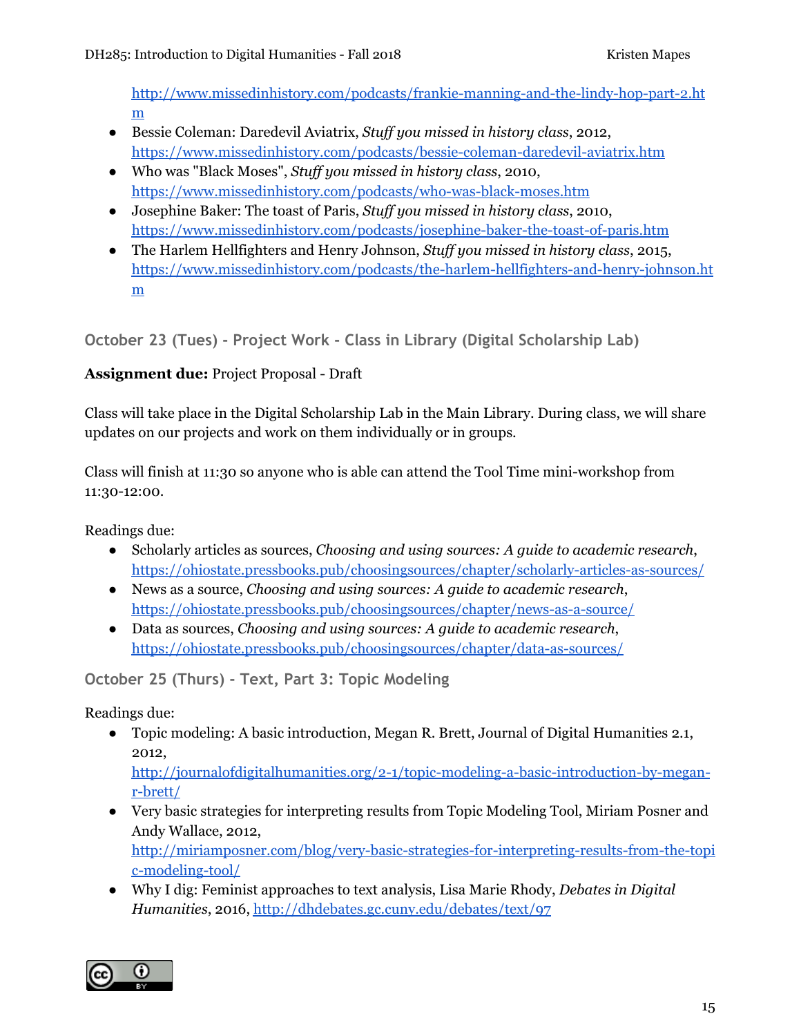http://www.missedinhistory.com/podcasts/frankie-manning-and-the-lindy-hop-part-2.htm

- Bessie Coleman: Daredevil Aviatrix, *Stuff you missed in history class*, 2012, https://www.missedinhistory.com/podcasts/bessie-coleman-daredevil-aviatrix.htm
- Who was "Black Moses", *Stuff you missed in history class*, 2010, https://www.missedinhistory.com/podcasts/who-was-black-moses.htm
- Josephine Baker: The toast of Paris, *Stuff you missed in history class*, 2010, https://www.missedinhistory.com/podcasts/josephine-baker-the-toast-of-paris.htm
- The Harlem Hellfighters and Henry Johnson, *Stuff you missed in history class*, 2015, https://www.missedinhistory.com/podcasts/the-harlem-hellfighters-and-henry-johnson.htm

### October 23 (Tues) - Project Work - Class in Library (Digital Scholarship Lab)

**Assignment due:** Project Proposal - Draft

Class will take place in the Digital Scholarship Lab in the Main Library. During class, we will share updates on our projects and work on them individually or in groups.

Class will finish at 11:30 so anyone who is able can attend the Tool Time mini-workshop from 11:30-12:00.

Readings due:

- Scholarly articles as sources, *Choosing and using sources: A guide to academic research*, https://ohiostate.pressbooks.pub/choosingsources/chapter/scholarly-articles-as-sources/
- News as a source, *Choosing and using sources: A guide to academic research*, https://ohiostate.pressbooks.pub/choosingsources/chapter/news-as-a-source/
- Data as sources, *Choosing and using sources: A guide to academic research*, https://ohiostate.pressbooks.pub/choosingsources/chapter/data-as-sources/

### October 25 (Thurs) - Text, Part 3: Topic Modeling

Readings due:

- Topic modeling: A basic introduction, Megan R. Brett, Journal of Digital Humanities 2.1, 2012, http://journalofdigitalhumanities.org/2-1/topic-modeling-a-basic-introduction-by-megan-r-brett/
- Very basic strategies for interpreting results from Topic Modeling Tool, Miriam Posner and Andy Wallace, 2012, http://miriamposner.com/blog/very-basic-strategies-for-interpreting-results-from-the-topic-modeling-tool/
- Why I dig: Feminist approaches to text analysis, Lisa Marie Rhody, *Debates in Digital Humanities*, 2016, http://dhdebates.gc.cuny.edu/debates/text/97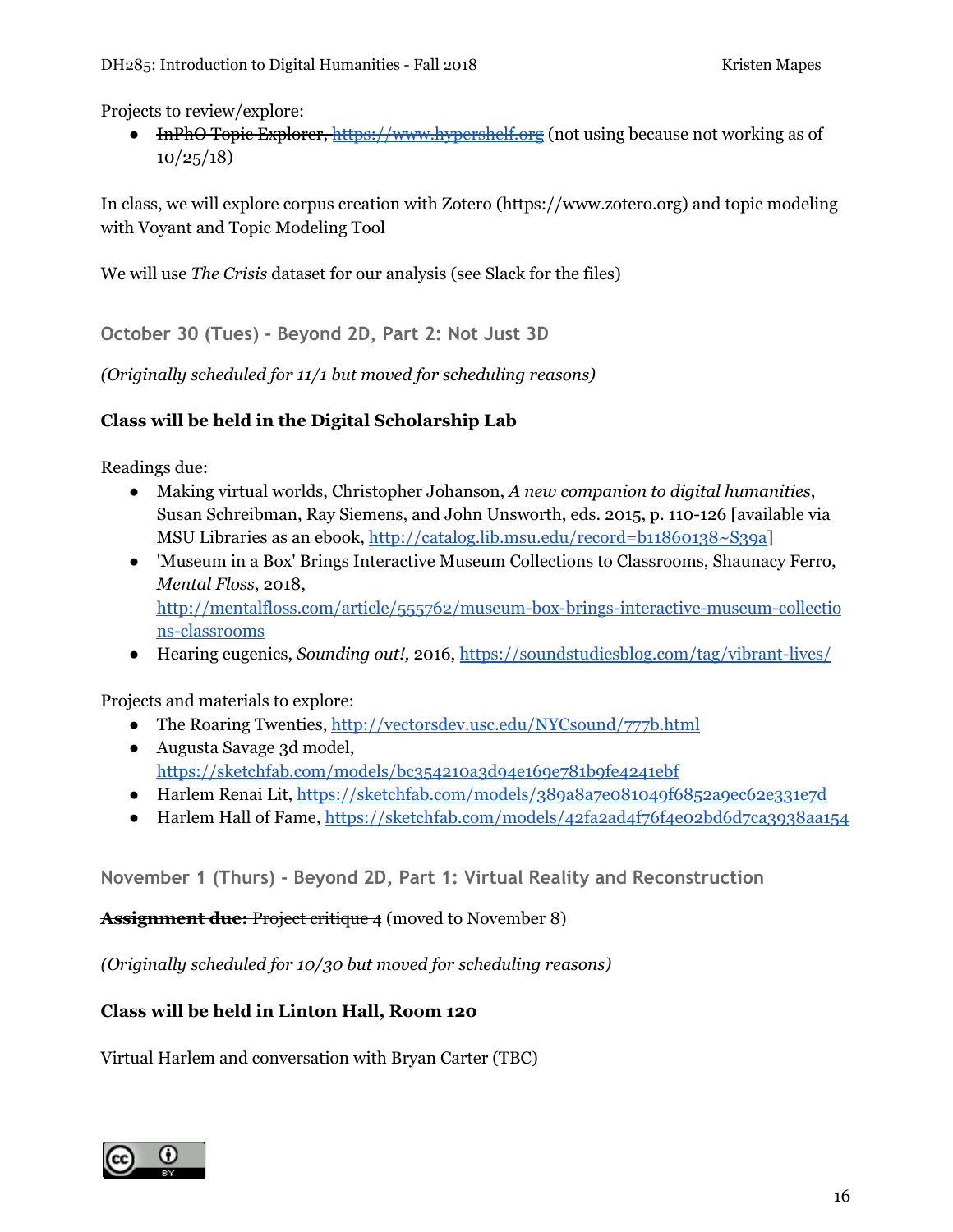Projects to review/explore:

- ~~InPhO Topic Explorer, https://www.hypershelf.org~~ (not using because not working as of 10/25/18)

In class, we will explore corpus creation with Zotero (https://www.zotero.org) and topic modeling with Voyant and Topic Modeling Tool

We will use *The Crisis* dataset for our analysis (see Slack for the files)

### October 30 (Tues) - Beyond 2D, Part 2: Not Just 3D

*(Originally scheduled for 11/1 but moved for scheduling reasons)*

**Class will be held in the Digital Scholarship Lab**

Readings due:

- Making virtual worlds, Christopher Johanson, *A new companion to digital humanities*, Susan Schreibman, Ray Siemens, and John Unsworth, eds. 2015, p. 110-126 [available via MSU Libraries as an ebook, http://catalog.lib.msu.edu/record=b11860138~S39a]
- 'Museum in a Box' Brings Interactive Museum Collections to Classrooms, Shaunacy Ferro, *Mental Floss*, 2018, http://mentalfloss.com/article/555762/museum-box-brings-interactive-museum-collections-classrooms
- Hearing eugenics, *Sounding out!*, 2016, https://soundstudiesblog.com/tag/vibrant-lives/

Projects and materials to explore:

- The Roaring Twenties, http://vectorsdev.usc.edu/NYCsound/777b.html
- Augusta Savage 3d model, https://sketchfab.com/models/bc354210a3d94e169e781b9fe4241ebf
- Harlem Renai Lit, https://sketchfab.com/models/389a8a7e081049f6852a9ec62e331e7d
- Harlem Hall of Fame, https://sketchfab.com/models/42fa2ad4f76f4e02bd6d7ca3938aa154

### November 1 (Thurs) - Beyond 2D, Part 1: Virtual Reality and Reconstruction

~~**Assignment due:** Project critique 4~~ (moved to November 8)

*(Originally scheduled for 10/30 but moved for scheduling reasons)*

**Class will be held in Linton Hall, Room 120**

Virtual Harlem and conversation with Bryan Carter (TBC)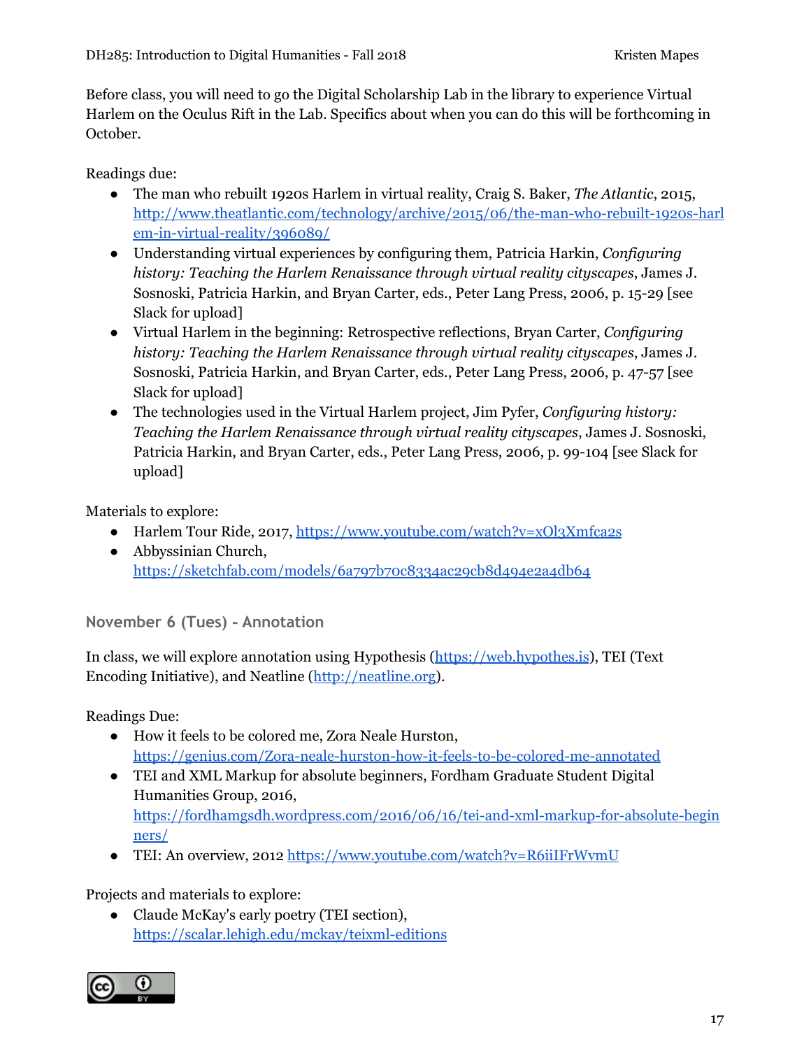Before class, you will need to go the Digital Scholarship Lab in the library to experience Virtual Harlem on the Oculus Rift in the Lab. Specifics about when you can do this will be forthcoming in October.

Readings due:

- The man who rebuilt 1920s Harlem in virtual reality, Craig S. Baker, *The Atlantic*, 2015, [http://www.theatlantic.com/technology/archive/2015/06/the-man-who-rebuilt-1920s-harlem-in-virtual-reality/396089/](http://www.theatlantic.com/technology/archive/2015/06/the-man-who-rebuilt-1920s-harlem-in-virtual-reality/396089/)
- Understanding virtual experiences by configuring them, Patricia Harkin, *Configuring history: Teaching the Harlem Renaissance through virtual reality cityscapes*, James J. Sosnoski, Patricia Harkin, and Bryan Carter, eds., Peter Lang Press, 2006, p. 15-29 [see Slack for upload]
- Virtual Harlem in the beginning: Retrospective reflections, Bryan Carter, *Configuring history: Teaching the Harlem Renaissance through virtual reality cityscapes*, James J. Sosnoski, Patricia Harkin, and Bryan Carter, eds., Peter Lang Press, 2006, p. 47-57 [see Slack for upload]
- The technologies used in the Virtual Harlem project, Jim Pyfer, *Configuring history: Teaching the Harlem Renaissance through virtual reality cityscapes*, James J. Sosnoski, Patricia Harkin, and Bryan Carter, eds., Peter Lang Press, 2006, p. 99-104 [see Slack for upload]

Materials to explore:

- Harlem Tour Ride, 2017, [https://www.youtube.com/watch?v=xOl3Xmfca2s](https://www.youtube.com/watch?v=xOl3Xmfca2s)
- Abbyssinian Church, [https://sketchfab.com/models/6a797b70c8334ac29cb8d494e2a4db64](https://sketchfab.com/models/6a797b70c8334ac29cb8d494e2a4db64)

### November 6 (Tues) - Annotation

In class, we will explore annotation using Hypothesis ([https://web.hypothes.is](https://web.hypothes.is)), TEI (Text Encoding Initiative), and Neatline ([http://neatline.org](http://neatline.org)).

Readings Due:

- How it feels to be colored me, Zora Neale Hurston, [https://genius.com/Zora-neale-hurston-how-it-feels-to-be-colored-me-annotated](https://genius.com/Zora-neale-hurston-how-it-feels-to-be-colored-me-annotated)
- TEI and XML Markup for absolute beginners, Fordham Graduate Student Digital Humanities Group, 2016, [https://fordhamgsdh.wordpress.com/2016/06/16/tei-and-xml-markup-for-absolute-beginners/](https://fordhamgsdh.wordpress.com/2016/06/16/tei-and-xml-markup-for-absolute-beginners/)
- TEI: An overview, 2012 [https://www.youtube.com/watch?v=R6iiIFrWvmU](https://www.youtube.com/watch?v=R6iiIFrWvmU)

Projects and materials to explore:

- Claude McKay's early poetry (TEI section), [https://scalar.lehigh.edu/mckay/teixml-editions](https://scalar.lehigh.edu/mckay/teixml-editions)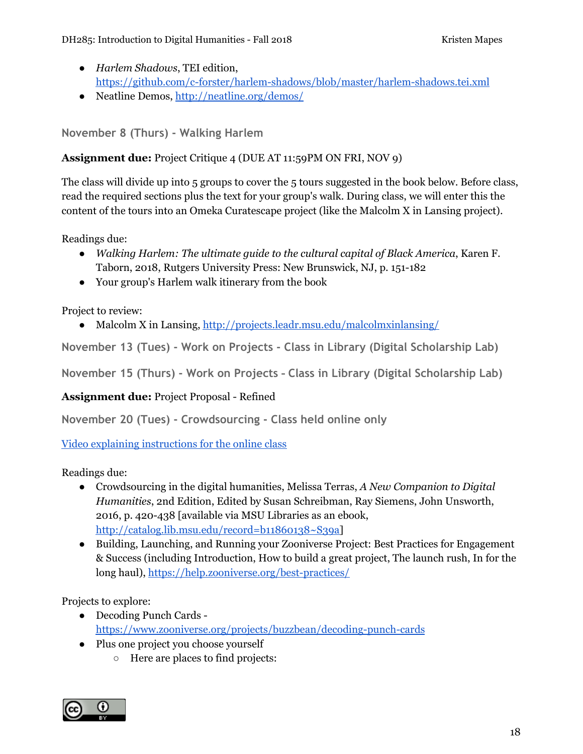- *Harlem Shadows*, TEI edition, https://github.com/c-forster/harlem-shadows/blob/master/harlem-shadows.tei.xml
- Neatline Demos, http://neatline.org/demos/

### November 8 (Thurs) - Walking Harlem

**Assignment due:** Project Critique 4 (DUE AT 11:59PM ON FRI, NOV 9)

The class will divide up into 5 groups to cover the 5 tours suggested in the book below. Before class, read the required sections plus the text for your group's walk. During class, we will enter this the content of the tours into an Omeka Curatescape project (like the Malcolm X in Lansing project).

Readings due:

- *Walking Harlem: The ultimate guide to the cultural capital of Black America*, Karen F. Taborn, 2018, Rutgers University Press: New Brunswick, NJ, p. 151-182
- Your group's Harlem walk itinerary from the book

Project to review:

- Malcolm X in Lansing, http://projects.leadr.msu.edu/malcolmxinlansing/

### November 13 (Tues) - Work on Projects - Class in Library (Digital Scholarship Lab)

### November 15 (Thurs) - Work on Projects – Class in Library (Digital Scholarship Lab)

**Assignment due:** Project Proposal - Refined

### November 20 (Tues) - Crowdsourcing - Class held online only

Video explaining instructions for the online class

Readings due:

- Crowdsourcing in the digital humanities, Melissa Terras, *A New Companion to Digital Humanities*, 2nd Edition, Edited by Susan Schreibman, Ray Siemens, John Unsworth, 2016, p. 420-438 [available via MSU Libraries as an ebook, http://catalog.lib.msu.edu/record=b11860138~S39a]
- Building, Launching, and Running your Zooniverse Project: Best Practices for Engagement & Success (including Introduction, How to build a great project, The launch rush, In for the long haul), https://help.zooniverse.org/best-practices/

Projects to explore:

- Decoding Punch Cards - https://www.zooniverse.org/projects/buzzbean/decoding-punch-cards
- Plus one project you choose yourself
  - Here are places to find projects: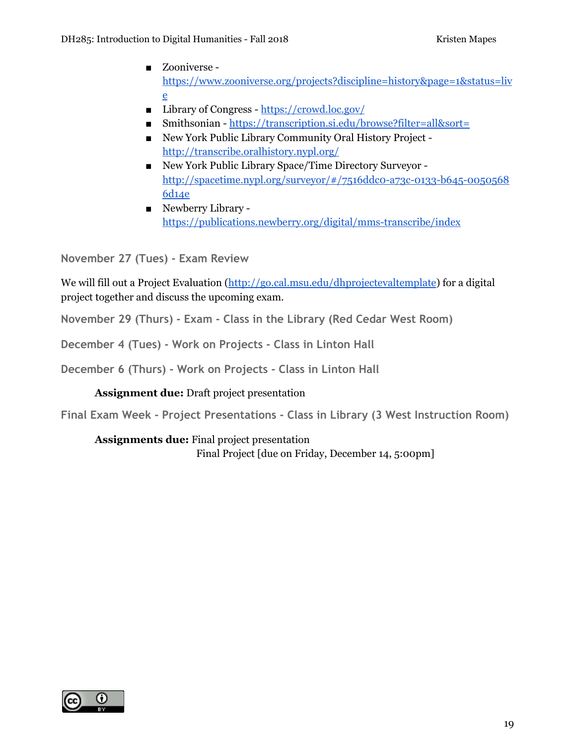- Zooniverse - https://www.zooniverse.org/projects?discipline=history&page=1&status=live
- Library of Congress - https://crowd.loc.gov/
- Smithsonian - https://transcription.si.edu/browse?filter=all&sort=
- New York Public Library Community Oral History Project - http://transcribe.oralhistory.nypl.org/
- New York Public Library Space/Time Directory Surveyor - http://spacetime.nypl.org/surveyor/#/7516ddc0-a73c-0133-b645-00505686d14e
- Newberry Library - https://publications.newberry.org/digital/mms-transcribe/index

### November 27 (Tues) - Exam Review

We will fill out a Project Evaluation (http://go.cal.msu.edu/dhprojectevaltemplate) for a digital project together and discuss the upcoming exam.

### November 29 (Thurs) - Exam - Class in the Library (Red Cedar West Room)

### December 4 (Tues) - Work on Projects - Class in Linton Hall

### December 6 (Thurs) - Work on Projects - Class in Linton Hall

**Assignment due:** Draft project presentation

### Final Exam Week - Project Presentations - Class in Library (3 West Instruction Room)

**Assignments due:** Final project presentation
Final Project [due on Friday, December 14, 5:00pm]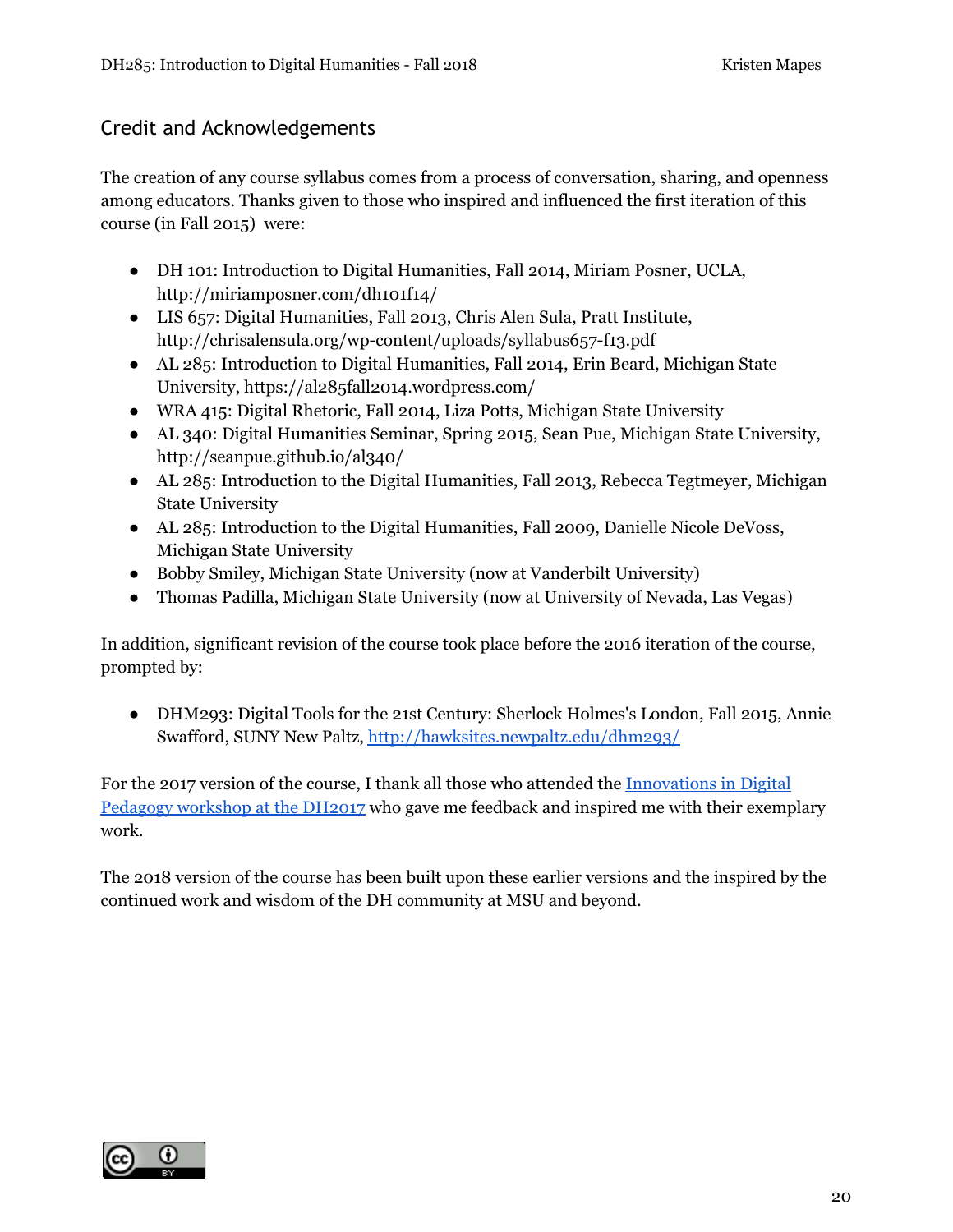## Credit and Acknowledgements

The creation of any course syllabus comes from a process of conversation, sharing, and openness among educators. Thanks given to those who inspired and influenced the first iteration of this course (in Fall 2015) were:

- DH 101: Introduction to Digital Humanities, Fall 2014, Miriam Posner, UCLA, http://miriamposner.com/dh101f14/
- LIS 657: Digital Humanities, Fall 2013, Chris Alen Sula, Pratt Institute, http://chrisalensula.org/wp-content/uploads/syllabus657-f13.pdf
- AL 285: Introduction to Digital Humanities, Fall 2014, Erin Beard, Michigan State University, https://al285fall2014.wordpress.com/
- WRA 415: Digital Rhetoric, Fall 2014, Liza Potts, Michigan State University
- AL 340: Digital Humanities Seminar, Spring 2015, Sean Pue, Michigan State University, http://seanpue.github.io/al340/
- AL 285: Introduction to the Digital Humanities, Fall 2013, Rebecca Tegtmeyer, Michigan State University
- AL 285: Introduction to the Digital Humanities, Fall 2009, Danielle Nicole DeVoss, Michigan State University
- Bobby Smiley, Michigan State University (now at Vanderbilt University)
- Thomas Padilla, Michigan State University (now at University of Nevada, Las Vegas)

In addition, significant revision of the course took place before the 2016 iteration of the course, prompted by:

- DHM293: Digital Tools for the 21st Century: Sherlock Holmes's London, Fall 2015, Annie Swafford, SUNY New Paltz, [http://hawksites.newpaltz.edu/dhm293/](http://hawksites.newpaltz.edu/dhm293/)

For the 2017 version of the course, I thank all those who attended the [Innovations in Digital Pedagogy workshop at the DH2017](#) who gave me feedback and inspired me with their exemplary work.

The 2018 version of the course has been built upon these earlier versions and the inspired by the continued work and wisdom of the DH community at MSU and beyond.